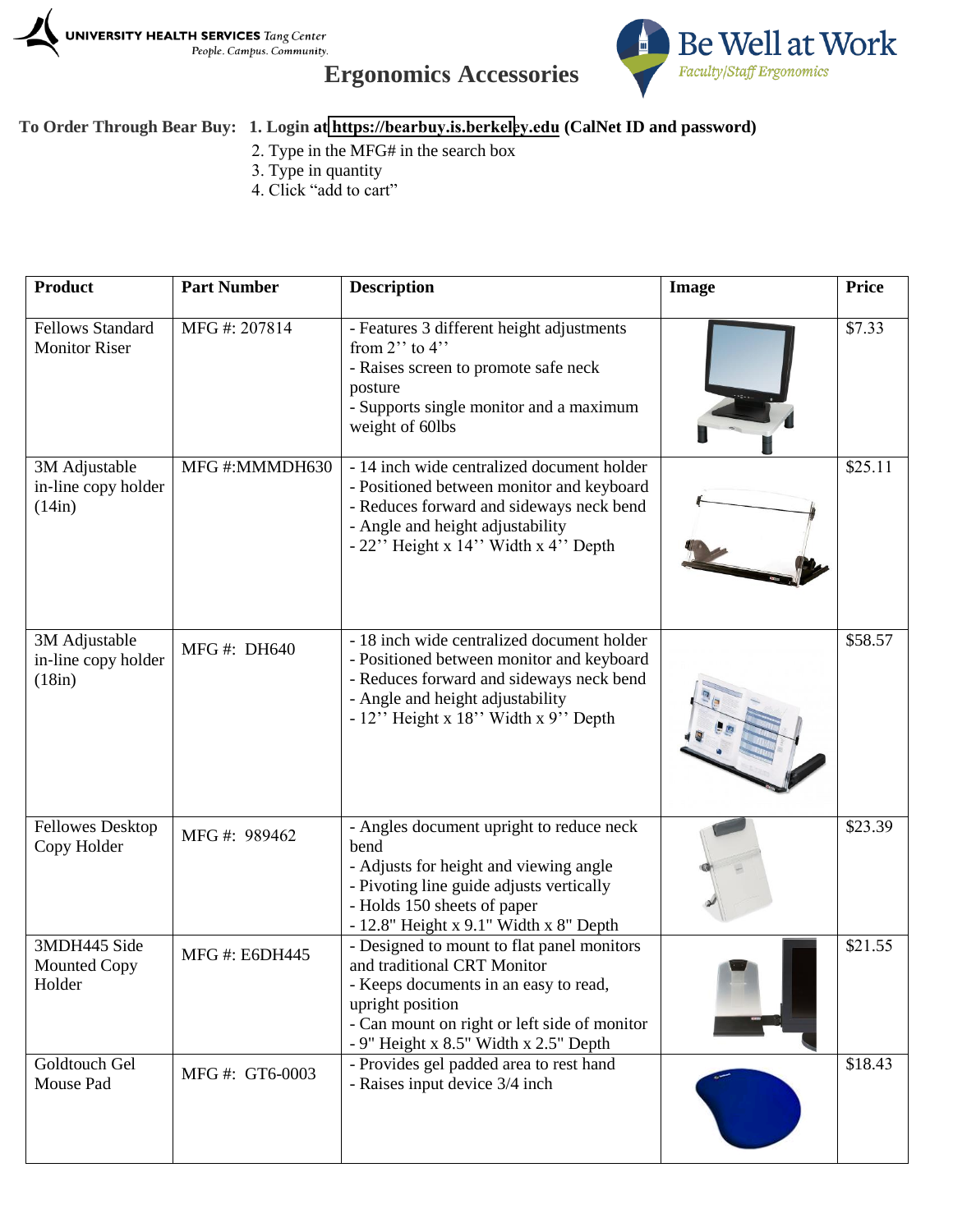UNIVERSITY HEALTH SERVICES *Tang Center*
*People. Campus. Community.*

Be Well at Work
*Faculty/Staff Ergonomics*

# Ergonomics Accessories

**To Order Through Bear Buy:** **1. Login at https://bearbuy.is.berkeley.edu (CalNet ID and password)**

2. Type in the MFG# in the search box
3. Type in quantity
4. Click "add to cart"

| Product | Part Number | Description | Image | Price |
|---|---|---|---|---|
| Fellows Standard Monitor Riser | MFG #: 207814 | - Features 3 different height adjustments from 2'' to 4''<br>- Raises screen to promote safe neck posture<br>- Supports single monitor and a maximum weight of 60lbs | | $7.33 |
| 3M Adjustable in-line copy holder (14in) | MFG #:MMMDH630 | - 14 inch wide centralized document holder<br>- Positioned between monitor and keyboard<br>- Reduces forward and sideways neck bend<br>- Angle and height adjustability<br>- 22'' Height x 14'' Width x 4'' Depth | | $25.11 |
| 3M Adjustable in-line copy holder (18in) | MFG #: DH640 | - 18 inch wide centralized document holder<br>- Positioned between monitor and keyboard<br>- Reduces forward and sideways neck bend<br>- Angle and height adjustability<br>- 12'' Height x 18'' Width x 9'' Depth | | $58.57 |
| Fellowes Desktop Copy Holder | MFG #: 989462 | - Angles document upright to reduce neck bend<br>- Adjusts for height and viewing angle<br>- Pivoting line guide adjusts vertically<br>- Holds 150 sheets of paper<br>- 12.8" Height x 9.1" Width x 8" Depth | | $23.39 |
| 3MDH445 Side Mounted Copy Holder | MFG #: E6DH445 | - Designed to mount to flat panel monitors and traditional CRT Monitor<br>- Keeps documents in an easy to read, upright position<br>- Can mount on right or left side of monitor<br>- 9" Height x 8.5" Width x 2.5" Depth | | $21.55 |
| Goldtouch Gel Mouse Pad | MFG #: GT6-0003 | - Provides gel padded area to rest hand<br>- Raises input device 3/4 inch | | $18.43 |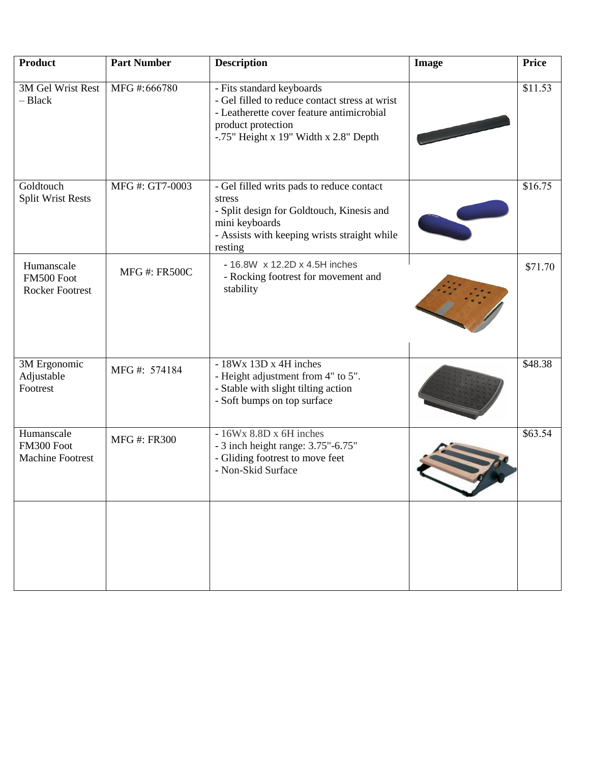| Product | Part Number | Description | Image | Price |
| --- | --- | --- | --- | --- |
| 3M Gel Wrist Rest – Black | MFG #:666780 | - Fits standard keyboards<br>- Gel filled to reduce contact stress at wrist<br>- Leatherette cover feature antimicrobial product protection<br>-.75" Height x 19" Width x 2.8" Depth | | $11.53 |
| Goldtouch Split Wrist Rests | MFG #: GT7-0003 | - Gel filled writs pads to reduce contact stress<br>- Split design for Goldtouch, Kinesis and mini keyboards<br>- Assists with keeping wrists straight while resting | | $16.75 |
| Humanscale FM500 Foot Rocker Footrest | MFG #: FR500C | - 16.8W x 12.2D x 4.5H inches<br>- Rocking footrest for movement and stability | | $71.70 |
| 3M Ergonomic Adjustable Footrest | MFG #: 574184 | - 18Wx 13D x 4H inches<br>- Height adjustment from 4" to 5".<br>- Stable with slight tilting action<br>- Soft bumps on top surface | | $48.38 |
| Humanscale FM300 Foot Machine Footrest | MFG #: FR300 | - 16Wx 8.8D x 6H inches<br>- 3 inch height range: 3.75"-6.75"<br>- Gliding footrest to move feet<br>- Non-Skid Surface | | $63.54 |
| | | | | |